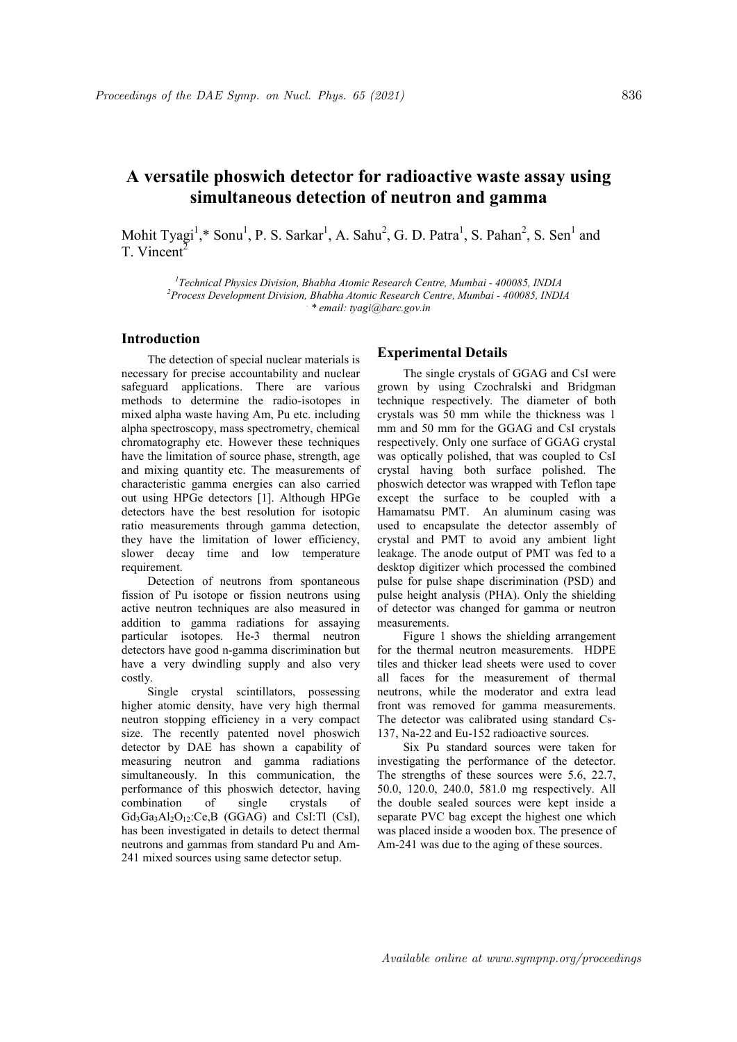# A versatile phoswich detector for radioactive waste assay using simultaneous detection of neutron and gamma

Mohit Tyagi[1],* Sonu[1], P. S. Sarkar[1], A. Sahu[2], G. D. Patra[1], S. Pahan[2], S. Sen[1] and T. Vincent[2]

[1]*Technical Physics Division, Bhabha Atomic Research Centre, Mumbai - 400085, INDIA*
[2]*Process Development Division, Bhabha Atomic Research Centre, Mumbai - 400085, INDIA*
*\* email: tyagi@barc.gov.in*

## Introduction

The detection of special nuclear materials is necessary for precise accountability and nuclear safeguard applications. There are various methods to determine the radio-isotopes in mixed alpha waste having Am, Pu etc. including alpha spectroscopy, mass spectrometry, chemical chromatography etc. However these techniques have the limitation of source phase, strength, age and mixing quantity etc. The measurements of characteristic gamma energies can also carried out using HPGe detectors [1]. Although HPGe detectors have the best resolution for isotopic ratio measurements through gamma detection, they have the limitation of lower efficiency, slower decay time and low temperature requirement.

Detection of neutrons from spontaneous fission of Pu isotope or fission neutrons using active neutron techniques are also measured in addition to gamma radiations for assaying particular isotopes. He-3 thermal neutron detectors have good n-gamma discrimination but have a very dwindling supply and also very costly.

Single crystal scintillators, possessing higher atomic density, have very high thermal neutron stopping efficiency in a very compact size. The recently patented novel phoswich detector by DAE has shown a capability of measuring neutron and gamma radiations simultaneously. In this communication, the performance of this phoswich detector, having combination of single crystals of $Gd_3Ga_3Al_2O_{12}$:Ce,B (GGAG) and CsI:Tl (CsI), has been investigated in details to detect thermal neutrons and gammas from standard Pu and Am-241 mixed sources using same detector setup.

## Experimental Details

The single crystals of GGAG and CsI were grown by using Czochralski and Bridgman technique respectively. The diameter of both crystals was 50 mm while the thickness was 1 mm and 50 mm for the GGAG and CsI crystals respectively. Only one surface of GGAG crystal was optically polished, that was coupled to CsI crystal having both surface polished. The phoswich detector was wrapped with Teflon tape except the surface to be coupled with a Hamamatsu PMT. An aluminum casing was used to encapsulate the detector assembly of crystal and PMT to avoid any ambient light leakage. The anode output of PMT was fed to a desktop digitizer which processed the combined pulse for pulse shape discrimination (PSD) and pulse height analysis (PHA). Only the shielding of detector was changed for gamma or neutron measurements.

Figure 1 shows the shielding arrangement for the thermal neutron measurements. HDPE tiles and thicker lead sheets were used to cover all faces for the measurement of thermal neutrons, while the moderator and extra lead front was removed for gamma measurements. The detector was calibrated using standard Cs-137, Na-22 and Eu-152 radioactive sources.

Six Pu standard sources were taken for investigating the performance of the detector. The strengths of these sources were 5.6, 22.7, 50.0, 120.0, 240.0, 581.0 mg respectively. All the double sealed sources were kept inside a separate PVC bag except the highest one which was placed inside a wooden box. The presence of Am-241 was due to the aging of these sources.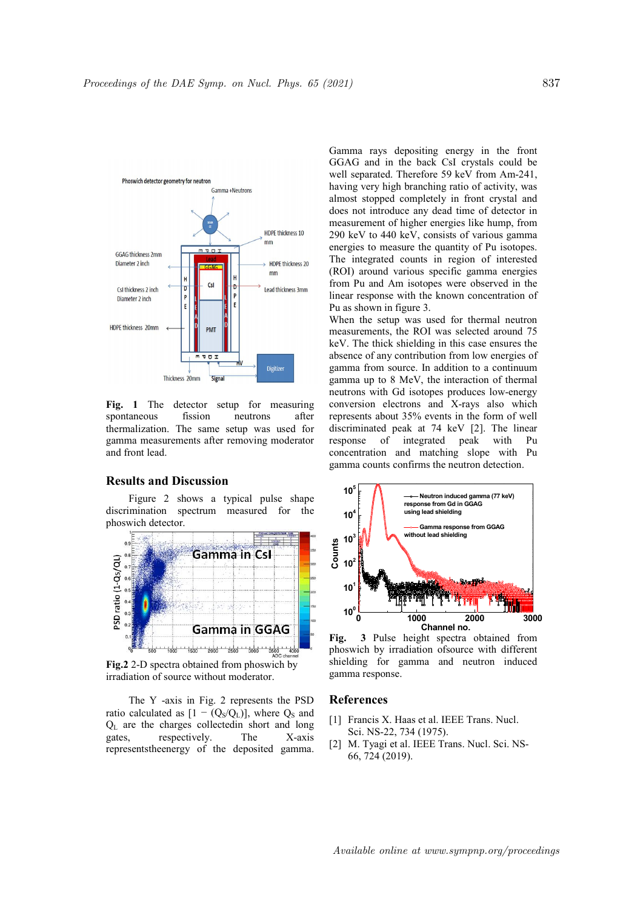Phoswich detector geometry for neutron

Gamma +Neutrons

GGAG thickness 2mm
Diameter 2 inch

CsI thickness 2 inch
Diameter 2 inch

HDPE thickness 20mm

HDPE thickness 10 mm

HDPE thickness 20 mm

Lead thickness 3mm

Lead

GGAG

CsI

PMT

HDPE

LEAD

HV

Digitizer

Thickness 20mm

Signal

**Fig. 1** The detector setup for measuring spontaneous fission neutrons after thermalization. The same setup was used for gamma measurements after removing moderator and front lead.

## Results and Discussion

Figure 2 shows a typical pulse shape discrimination spectrum measured for the phoswich detector.

Gamma in CsI

Gamma in GGAG

PSD ratio (1-Qs/QL)

ADC channel

**Fig.2** 2-D spectra obtained from phoswich by irradiation of source without moderator.

The Y -axis in Fig. 2 represents the PSD ratio calculated as $[1 - (Q_S/Q_L)]$, where $Q_S$ and $Q_L$ are the charges collectedin short and long gates, respectively. The X-axis representstheenergy of the deposited gamma. Gamma rays depositing energy in the front GGAG and in the back CsI crystals could be well separated. Therefore 59 keV from Am-241, having very high branching ratio of activity, was almost stopped completely in front crystal and does not introduce any dead time of detector in measurement of higher energies like hump, from 290 keV to 440 keV, consists of various gamma energies to measure the quantity of Pu isotopes. The integrated counts in region of interested (ROI) around various specific gamma energies from Pu and Am isotopes were observed in the linear response with the known concentration of Pu as shown in figure 3.

When the setup was used for thermal neutron measurements, the ROI was selected around 75 keV. The thick shielding in this case ensures the absence of any contribution from low energies of gamma from source. In addition to a continuum gamma up to 8 MeV, the interaction of thermal neutrons with Gd isotopes produces low-energy conversion electrons and X-rays also which represents about 35% events in the form of well discriminated peak at 74 keV [2]. The linear response of integrated peak with Pu concentration and matching slope with Pu gamma counts confirms the neutron detection.

Neutron induced gamma (77 keV) response from Gd in GGAG using lead shielding

Gamma response from GGAG without lead shielding

Counts

Channel no.

**Fig. 3** Pulse height spectra obtained from phoswich by irradiation ofsource with different shielding for gamma and neutron induced gamma response.

## References

[1] Francis X. Haas et al. IEEE Trans. Nucl. Sci. NS-22, 734 (1975).

[2] M. Tyagi et al. IEEE Trans. Nucl. Sci. NS-66, 724 (2019).